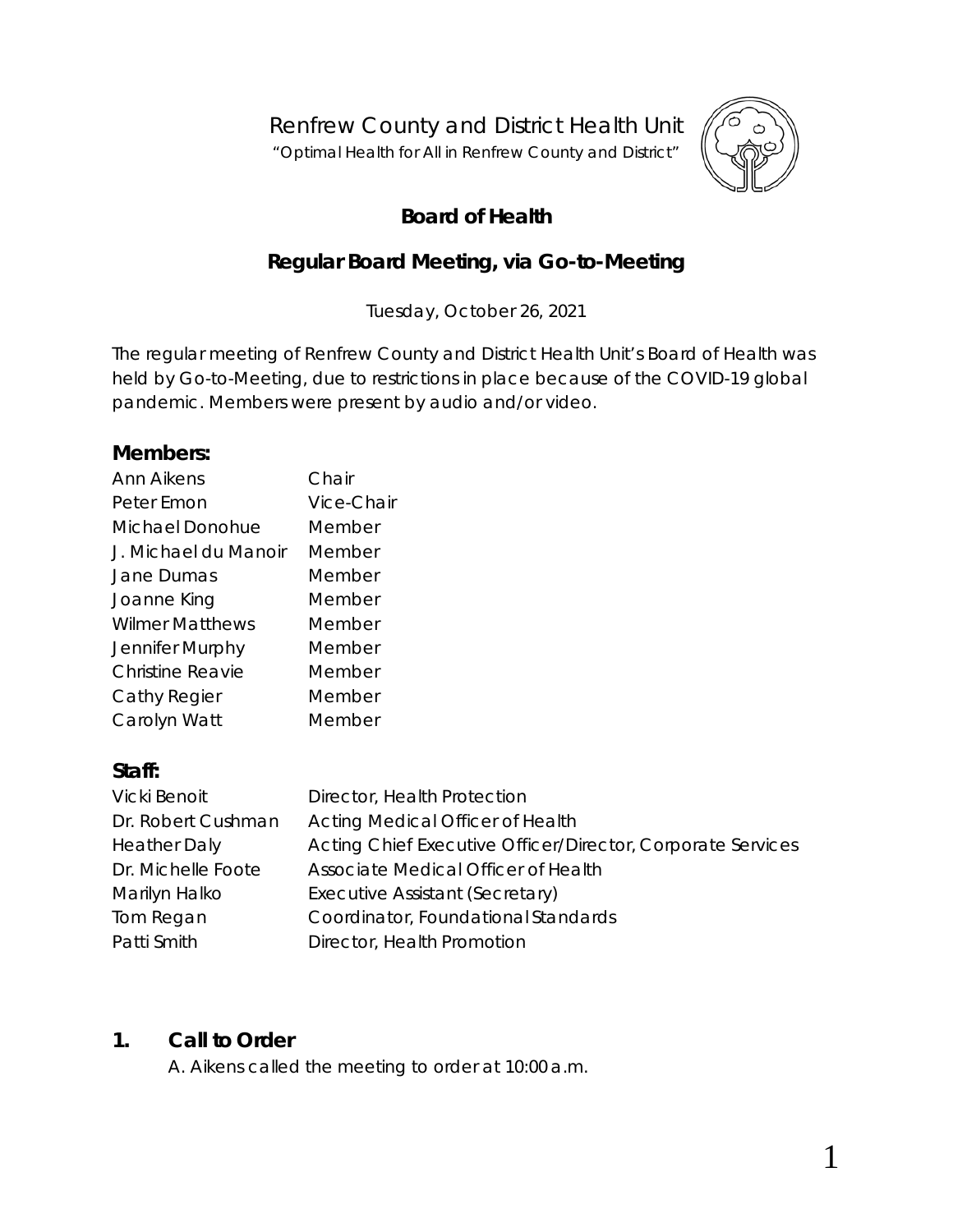Renfrew County and District Health Unit

"Optimal Health for All in Renfrew County and District"

# Board of Health

## Regular Board Meeting, via Go-to-Meeting

Tuesday, October 26, 2021

The regular meeting of Renfrew County and District Health Unit's Board of Health was held by Go-to-Meeting, due to restrictions in place because of the COVID-19 global pandemic. Members were present by audio and/or video.

### Members:

| | |
|---|---|
| Ann Aikens | Chair |
| Peter Emon | Vice-Chair |
| Michael Donohue | Member |
| J. Michael du Manoir | Member |
| Jane Dumas | Member |
| Joanne King | Member |
| Wilmer Matthews | Member |
| Jennifer Murphy | Member |
| Christine Reavie | Member |
| Cathy Regier | Member |
| Carolyn Watt | Member |

### Staff:

| | |
|---|---|
| Vicki Benoit | Director, Health Protection |
| Dr. Robert Cushman | Acting Medical Officer of Health |
| Heather Daly | Acting Chief Executive Officer/Director, Corporate Services |
| Dr. Michelle Foote | Associate Medical Officer of Health |
| Marilyn Halko | Executive Assistant (Secretary) |
| Tom Regan | Coordinator, Foundational Standards |
| Patti Smith | Director, Health Promotion |

## 1. Call to Order

A. Aikens called the meeting to order at 10:00 a.m.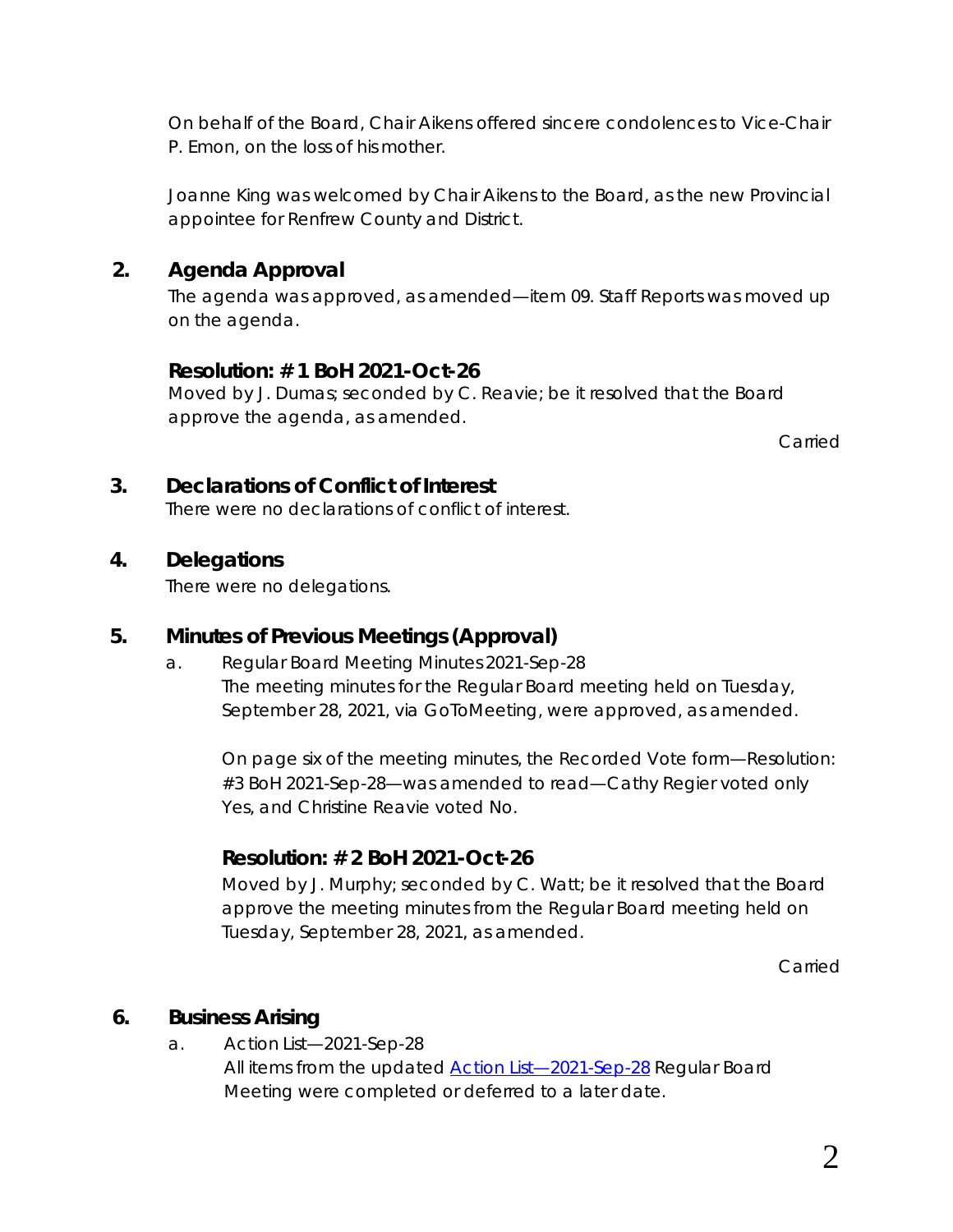On behalf of the Board, Chair Aikens offered sincere condolences to Vice-Chair P. Emon, on the loss of his mother.

Joanne King was welcomed by Chair Aikens to the Board, as the new Provincial appointee for Renfrew County and District.

## 2. Agenda Approval

The agenda was approved, as amended—item 09. Staff Reports was moved up on the agenda.

### Resolution: # 1 BoH 2021-Oct-26

Moved by J. Dumas; seconded by C. Reavie; be it resolved that the Board approve the agenda, as amended.

Carried

## 3. Declarations of Conflict of Interest

There were no declarations of conflict of interest.

## 4. Delegations

There were no delegations.

## 5. Minutes of Previous Meetings (Approval)

a. Regular Board Meeting Minutes 2021-Sep-28
The meeting minutes for the Regular Board meeting held on Tuesday, September 28, 2021, via GoToMeeting, were approved, as amended.

On page six of the meeting minutes, the Recorded Vote form—Resolution: #3 BoH 2021-Sep-28—was amended to read—Cathy Regier voted only Yes, and Christine Reavie voted No.

### Resolution: # 2 BoH 2021-Oct-26

Moved by J. Murphy; seconded by C. Watt; be it resolved that the Board approve the meeting minutes from the Regular Board meeting held on Tuesday, September 28, 2021, as amended.

Carried

## 6. Business Arising

a. Action List—2021-Sep-28
All items from the updated [Action List—2021-Sep-28](#) Regular Board Meeting were completed or deferred to a later date.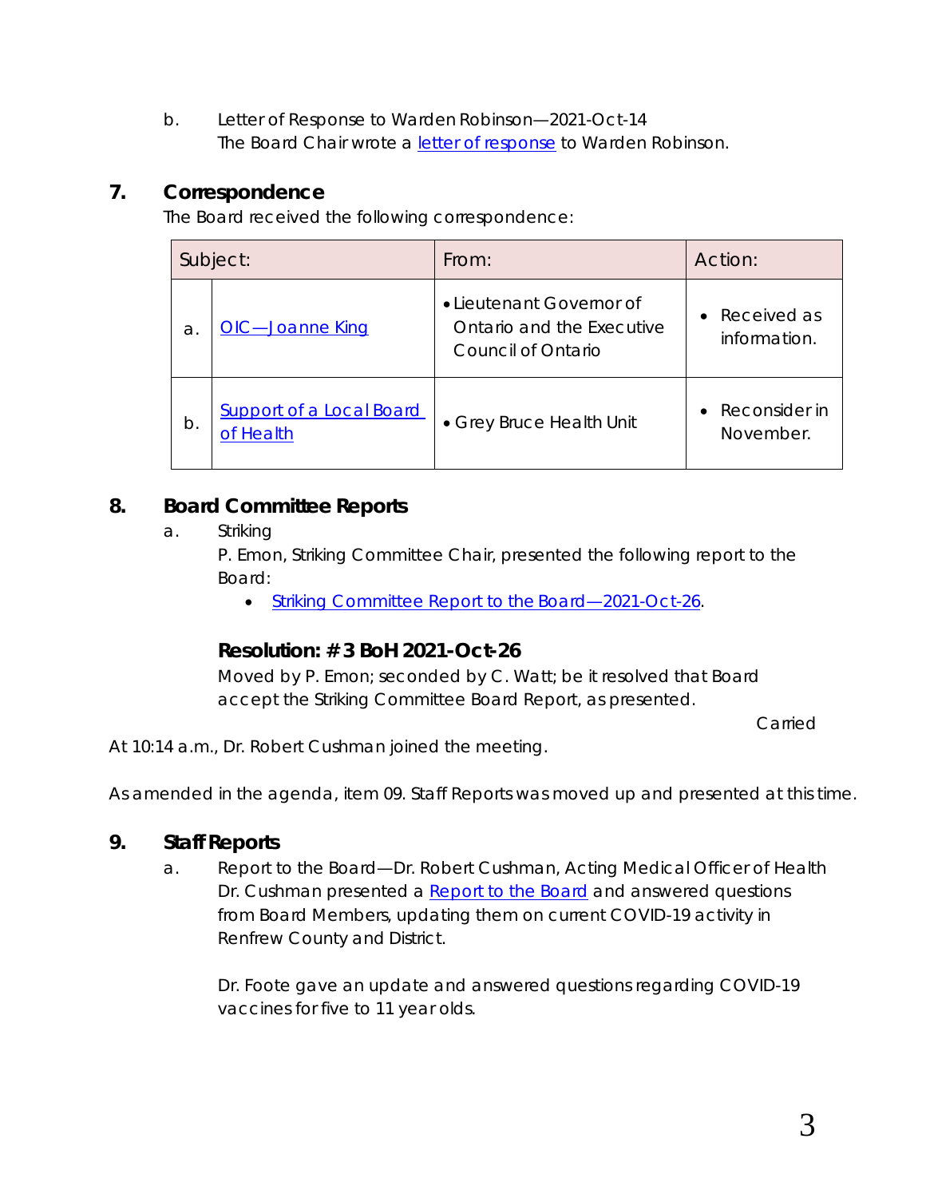b. Letter of Response to Warden Robinson—2021-Oct-14
The Board Chair wrote a letter of response to Warden Robinson.

## 7. Correspondence

The Board received the following correspondence:

| Subject: | | From: | Action: |
|---|---|---|---|
| a. | OIC—Joanne King | • Lieutenant Governor of Ontario and the Executive Council of Ontario | • Received as information. |
| b. | Support of a Local Board of Health | • Grey Bruce Health Unit | • Reconsider in November. |

## 8. Board Committee Reports

a. Striking

P. Emon, Striking Committee Chair, presented the following report to the Board:

- Striking Committee Report to the Board—2021-Oct-26.

### Resolution: # 3 BoH 2021-Oct-26

Moved by P. Emon; seconded by C. Watt; be it resolved that Board accept the Striking Committee Board Report, as presented.

Carried

At 10:14 a.m., Dr. Robert Cushman joined the meeting.

As amended in the agenda, item 09. Staff Reports was moved up and presented at this time.

## 9. Staff Reports

a. Report to the Board—Dr. Robert Cushman, Acting Medical Officer of Health

Dr. Cushman presented a Report to the Board and answered questions from Board Members, updating them on current COVID-19 activity in Renfrew County and District.

Dr. Foote gave an update and answered questions regarding COVID-19 vaccines for five to 11 year olds.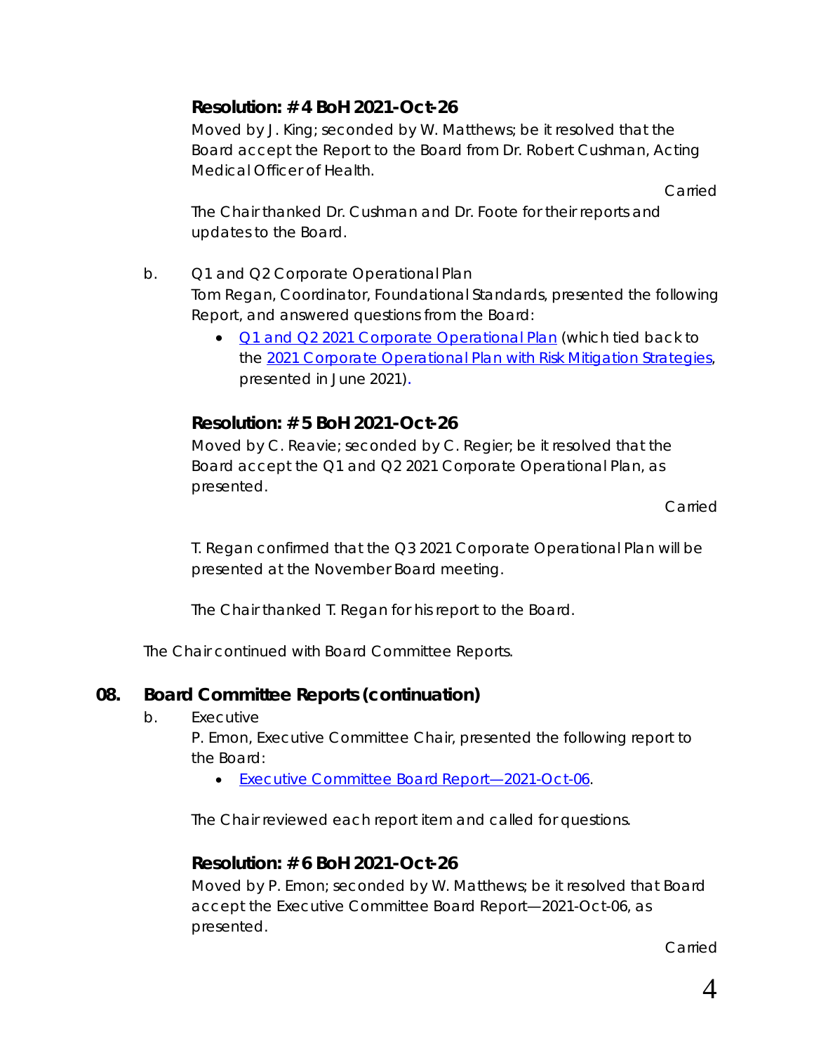### Resolution: # 4 BoH 2021-Oct-26

Moved by J. King; seconded by W. Matthews; be it resolved that the Board accept the Report to the Board from Dr. Robert Cushman, Acting Medical Officer of Health.

Carried

The Chair thanked Dr. Cushman and Dr. Foote for their reports and updates to the Board.

b. Q1 and Q2 Corporate Operational Plan

Tom Regan, Coordinator, Foundational Standards, presented the following Report, and answered questions from the Board:

- Q1 and Q2 2021 Corporate Operational Plan (which tied back to the 2021 Corporate Operational Plan with Risk Mitigation Strategies, presented in June 2021).

### Resolution: # 5 BoH 2021-Oct-26

Moved by C. Reavie; seconded by C. Regier; be it resolved that the Board accept the Q1 and Q2 2021 Corporate Operational Plan, as presented.

Carried

T. Regan confirmed that the Q3 2021 Corporate Operational Plan will be presented at the November Board meeting.

The Chair thanked T. Regan for his report to the Board.

The Chair continued with Board Committee Reports.

## 08. Board Committee Reports (continuation)

b. Executive

P. Emon, Executive Committee Chair, presented the following report to the Board:

- Executive Committee Board Report—2021-Oct-06.

The Chair reviewed each report item and called for questions.

### Resolution: # 6 BoH 2021-Oct-26

Moved by P. Emon; seconded by W. Matthews; be it resolved that Board accept the Executive Committee Board Report—2021-Oct-06, as presented.

Carried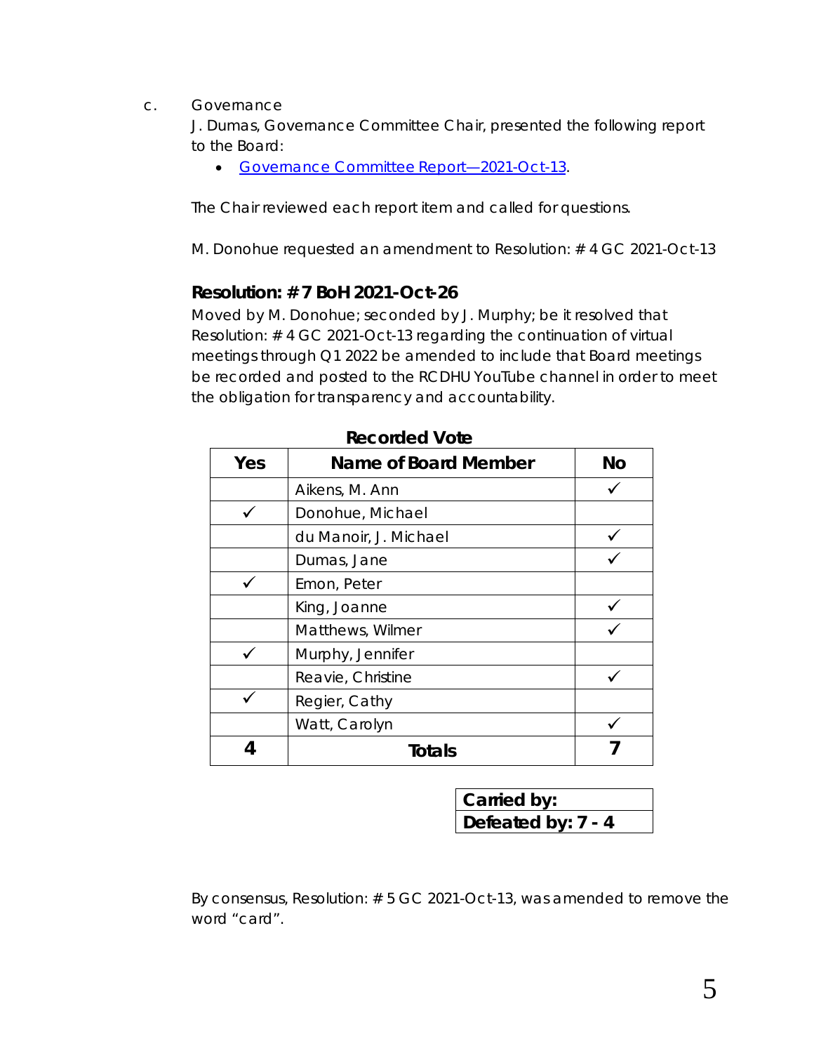c. Governance

J. Dumas, Governance Committee Chair, presented the following report to the Board:

- Governance Committee Report—2021-Oct-13.

The Chair reviewed each report item and called for questions.

M. Donohue requested an amendment to Resolution: # 4 GC 2021-Oct-13

### Resolution: # 7 BoH 2021-Oct-26

Moved by M. Donohue; seconded by J. Murphy; be it resolved that Resolution: # 4 GC 2021-Oct-13 regarding the continuation of virtual meetings through Q1 2022 be amended to include that Board meetings be recorded and posted to the RCDHU YouTube channel in order to meet the obligation for transparency and accountability.

**Recorded Vote**

| Yes | Name of Board Member | No |
|---|---|---|
| | Aikens, M. Ann | ✓ |
| ✓ | Donohue, Michael | |
| | du Manoir, J. Michael | ✓ |
| | Dumas, Jane | ✓ |
| ✓ | Emon, Peter | |
| | King, Joanne | ✓ |
| | Matthews, Wilmer | ✓ |
| ✓ | Murphy, Jennifer | |
| | Reavie, Christine | ✓ |
| ✓ | Regier, Cathy | |
| | Watt, Carolyn | ✓ |
| **4** | **Totals** | **7** |

| **Carried by:** |
|---|
| **Defeated by: 7 - 4** |

By consensus, Resolution: # 5 GC 2021-Oct-13, was amended to remove the word "card".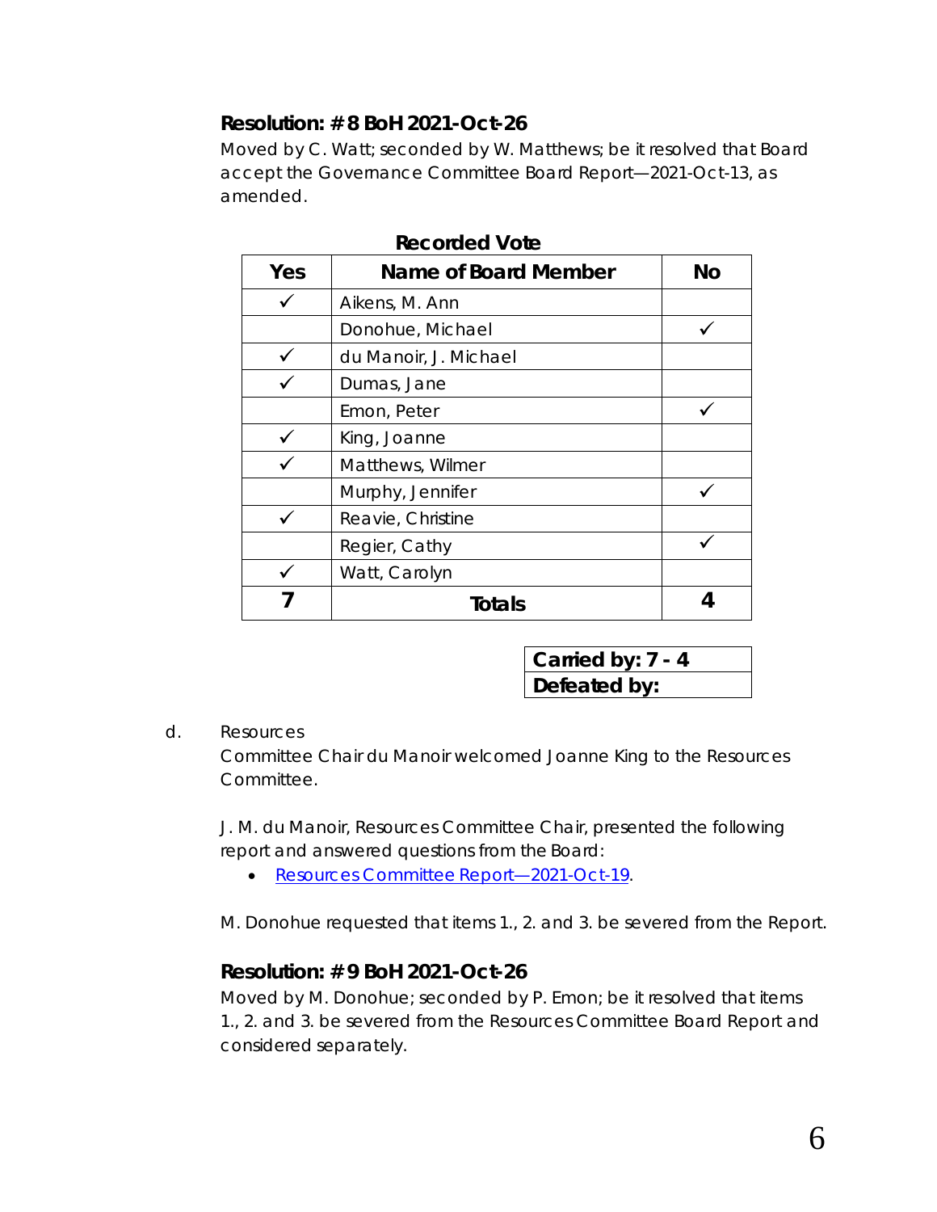### Resolution: # 8 BoH 2021-Oct-26

Moved by C. Watt; seconded by W. Matthews; be it resolved that Board accept the Governance Committee Board Report—2021-Oct-13, as amended.

**Recorded Vote**

| Yes | Name of Board Member | No |
|---|---|---|
| ✓ | Aikens, M. Ann | |
| | Donohue, Michael | ✓ |
| ✓ | du Manoir, J. Michael | |
| ✓ | Dumas, Jane | |
| | Emon, Peter | ✓ |
| ✓ | King, Joanne | |
| ✓ | Matthews, Wilmer | |
| | Murphy, Jennifer | ✓ |
| ✓ | Reavie, Christine | |
| | Regier, Cathy | ✓ |
| ✓ | Watt, Carolyn | |
| **7** | **Totals** | **4** |

| **Carried by: 7 - 4** |
|---|
| **Defeated by:** |

d. Resources

Committee Chair du Manoir welcomed Joanne King to the Resources Committee.

J. M. du Manoir, Resources Committee Chair, presented the following report and answered questions from the Board:

- Resources Committee Report—2021-Oct-19.

M. Donohue requested that items 1., 2. and 3. be severed from the Report.

### Resolution: # 9 BoH 2021-Oct-26

Moved by M. Donohue; seconded by P. Emon; be it resolved that items 1., 2. and 3. be severed from the Resources Committee Board Report and considered separately.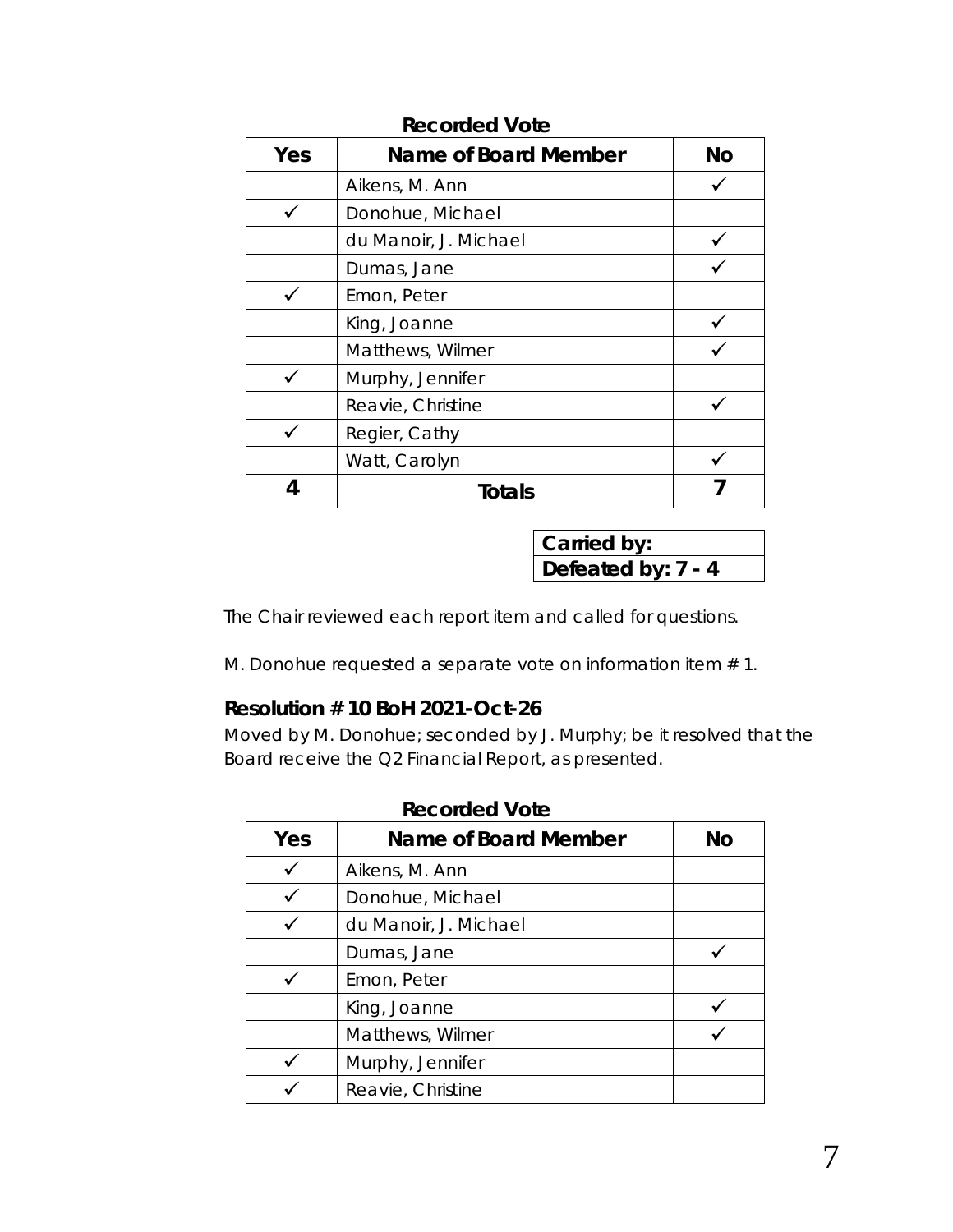**Recorded Vote**

| Yes | Name of Board Member | No |
|---|---|---|
| | Aikens, M. Ann | ✓ |
| ✓ | Donohue, Michael | |
| | du Manoir, J. Michael | ✓ |
| | Dumas, Jane | ✓ |
| ✓ | Emon, Peter | |
| | King, Joanne | ✓ |
| | Matthews, Wilmer | ✓ |
| ✓ | Murphy, Jennifer | |
| | Reavie, Christine | ✓ |
| ✓ | Regier, Cathy | |
| | Watt, Carolyn | ✓ |
| **4** | **Totals** | **7** |

| Carried by: |
|---|
| Defeated by: 7 - 4 |

The Chair reviewed each report item and called for questions.

M. Donohue requested a separate vote on information item # 1.

### Resolution # 10 BoH 2021-Oct-26

Moved by M. Donohue; seconded by J. Murphy; be it resolved that the Board receive the Q2 Financial Report, as presented.

**Recorded Vote**

| Yes | Name of Board Member | No |
|---|---|---|
| ✓ | Aikens, M. Ann | |
| ✓ | Donohue, Michael | |
| ✓ | du Manoir, J. Michael | |
| | Dumas, Jane | ✓ |
| ✓ | Emon, Peter | |
| | King, Joanne | ✓ |
| | Matthews, Wilmer | ✓ |
| ✓ | Murphy, Jennifer | |
| ✓ | Reavie, Christine | |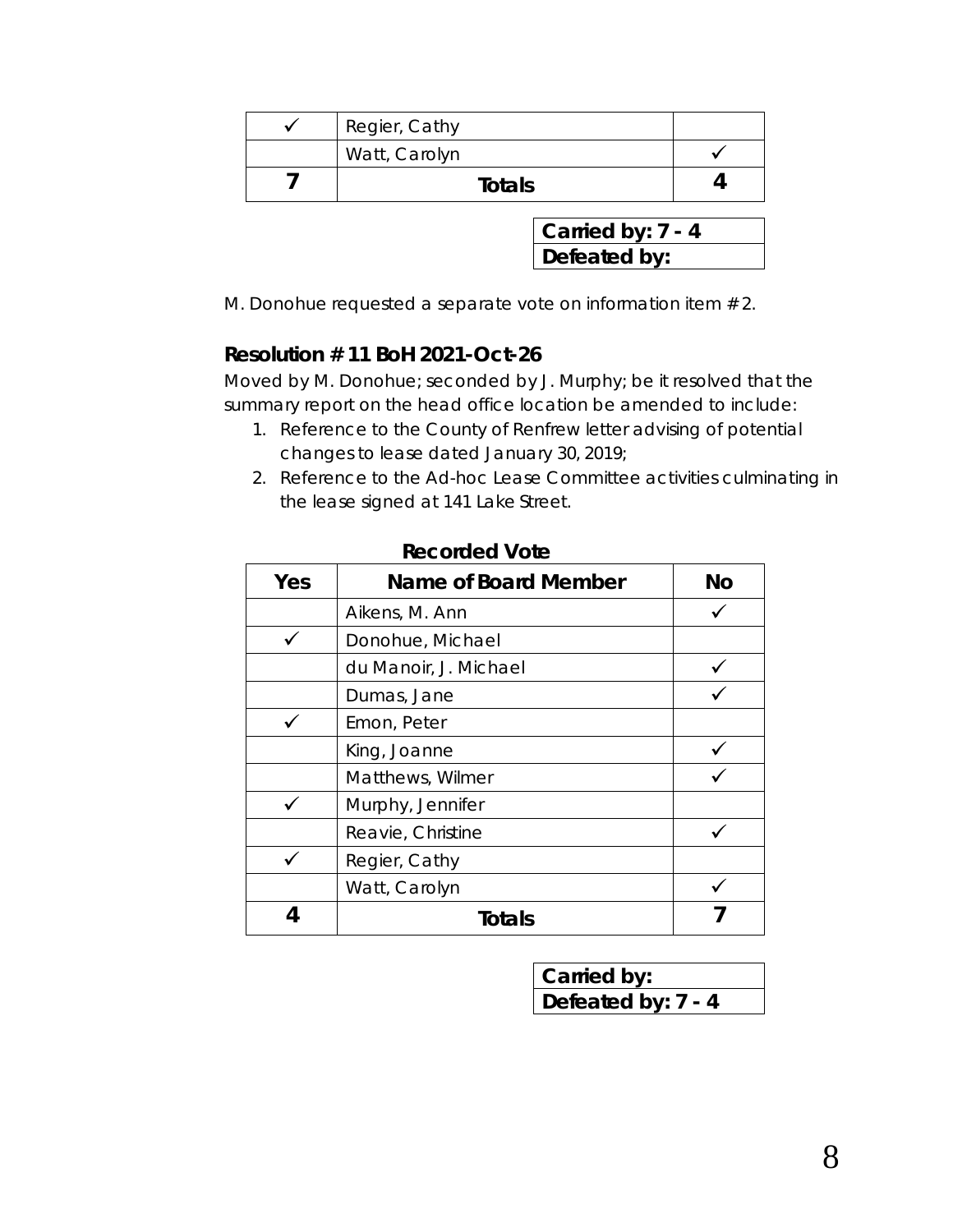| ✓ | Regier, Cathy | |
| --- | --- | --- |
| | Watt, Carolyn | ✓ |
| **7** | **Totals** | **4** |

| **Carried by: 7 - 4** |
| --- |
| **Defeated by:** |

M. Donohue requested a separate vote on information item # 2.

### Resolution # 11 BoH 2021-Oct-26

Moved by M. Donohue; seconded by J. Murphy; be it resolved that the summary report on the head office location be amended to include:

1. Reference to the County of Renfrew letter advising of potential changes to lease dated January 30, 2019;
2. Reference to the Ad-hoc Lease Committee activities culminating in the lease signed at 141 Lake Street.

**Recorded Vote**

| Yes | Name of Board Member | No |
| --- | --- | --- |
| | Aikens, M. Ann | ✓ |
| ✓ | Donohue, Michael | |
| | du Manoir, J. Michael | ✓ |
| | Dumas, Jane | ✓ |
| ✓ | Emon, Peter | |
| | King, Joanne | ✓ |
| | Matthews, Wilmer | ✓ |
| ✓ | Murphy, Jennifer | |
| | Reavie, Christine | ✓ |
| ✓ | Regier, Cathy | |
| | Watt, Carolyn | ✓ |
| **4** | **Totals** | **7** |

| **Carried by:** |
| --- |
| **Defeated by: 7 - 4** |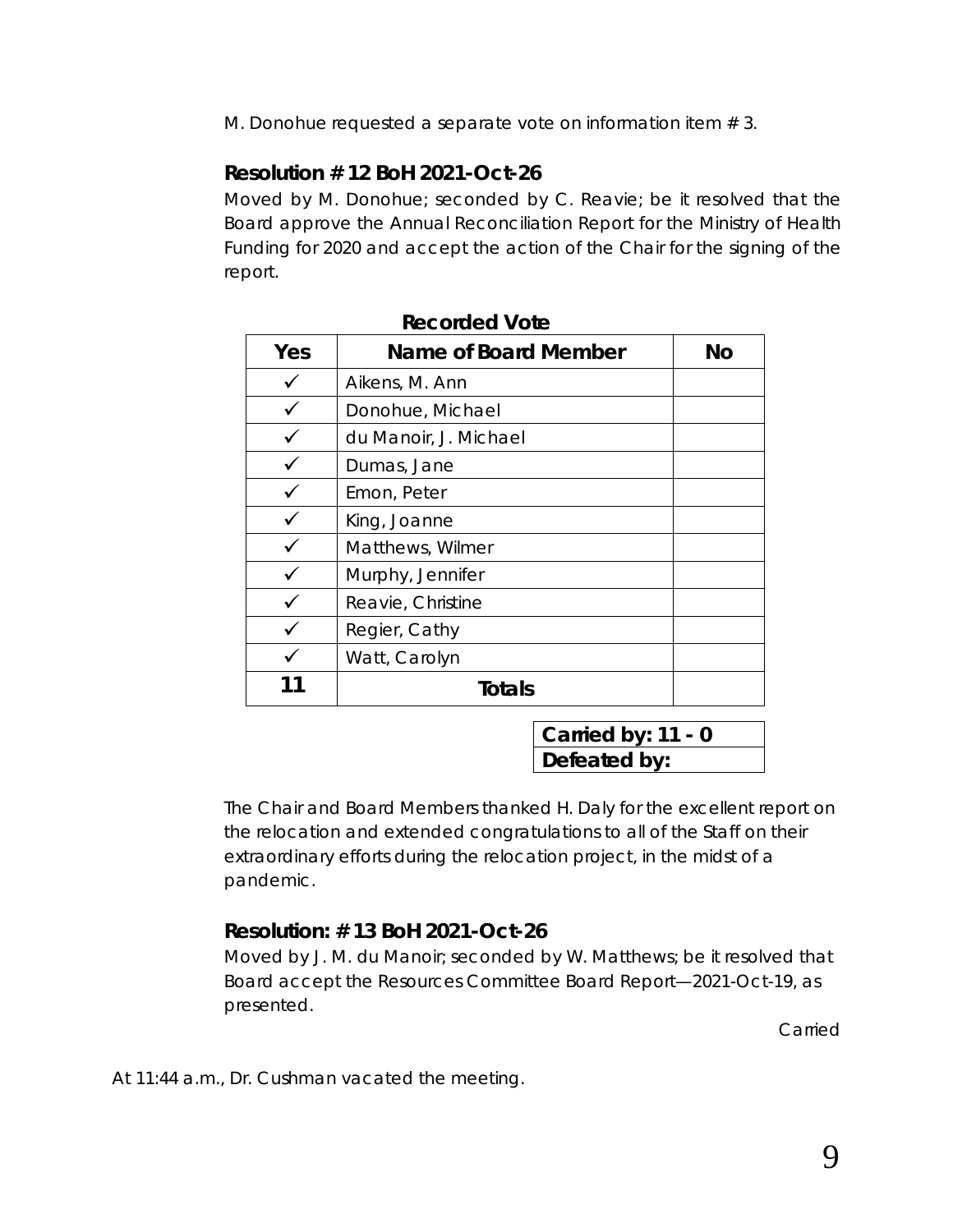M. Donohue requested a separate vote on information item # 3.

### Resolution # 12 BoH 2021-Oct-26

Moved by M. Donohue; seconded by C. Reavie; be it resolved that the Board approve the Annual Reconciliation Report for the Ministry of Health Funding for 2020 and accept the action of the Chair for the signing of the report.

**Recorded Vote**

| Yes | Name of Board Member | No |
|---|---|---|
| ✓ | Aikens, M. Ann | |
| ✓ | Donohue, Michael | |
| ✓ | du Manoir, J. Michael | |
| ✓ | Dumas, Jane | |
| ✓ | Emon, Peter | |
| ✓ | King, Joanne | |
| ✓ | Matthews, Wilmer | |
| ✓ | Murphy, Jennifer | |
| ✓ | Reavie, Christine | |
| ✓ | Regier, Cathy | |
| ✓ | Watt, Carolyn | |
| **11** | **Totals** | |

| **Carried by: 11 - 0** |
|---|
| **Defeated by:** |

The Chair and Board Members thanked H. Daly for the excellent report on the relocation and extended congratulations to all of the Staff on their extraordinary efforts during the relocation project, in the midst of a pandemic.

### Resolution: # 13 BoH 2021-Oct-26

Moved by J. M. du Manoir; seconded by W. Matthews; be it resolved that Board accept the Resources Committee Board Report—2021-Oct-19, as presented.

Carried

At 11:44 a.m., Dr. Cushman vacated the meeting.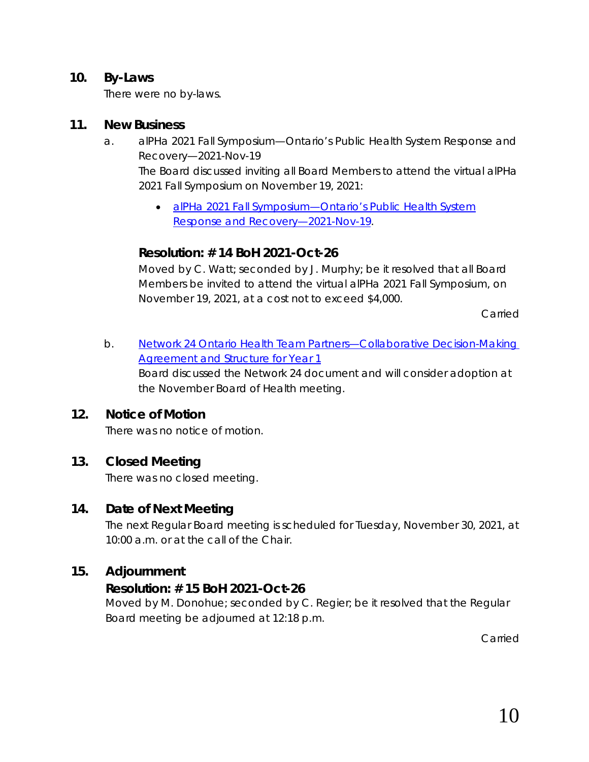## 10. By-Laws

There were no by-laws.

## 11. New Business

a. alPHa 2021 Fall Symposium—Ontario's Public Health System Response and Recovery—2021-Nov-19

The Board discussed inviting all Board Members to attend the virtual alPHa 2021 Fall Symposium on November 19, 2021:

- alPHa 2021 Fall Symposium—Ontario's Public Health System Response and Recovery—2021-Nov-19.

### Resolution: # 14 BoH 2021-Oct-26

Moved by C. Watt; seconded by J. Murphy; be it resolved that all Board Members be invited to attend the virtual alPHa 2021 Fall Symposium, on November 19, 2021, at a cost not to exceed $4,000.

Carried

b. Network 24 Ontario Health Team Partners—Collaborative Decision-Making Agreement and Structure for Year 1

Board discussed the Network 24 document and will consider adoption at the November Board of Health meeting.

## 12. Notice of Motion

There was no notice of motion.

## 13. Closed Meeting

There was no closed meeting.

## 14. Date of Next Meeting

The next Regular Board meeting is scheduled for Tuesday, November 30, 2021, at 10:00 a.m. or at the call of the Chair.

## 15. Adjournment

### Resolution: # 15 BoH 2021-Oct-26

Moved by M. Donohue; seconded by C. Regier; be it resolved that the Regular Board meeting be adjourned at 12:18 p.m.

Carried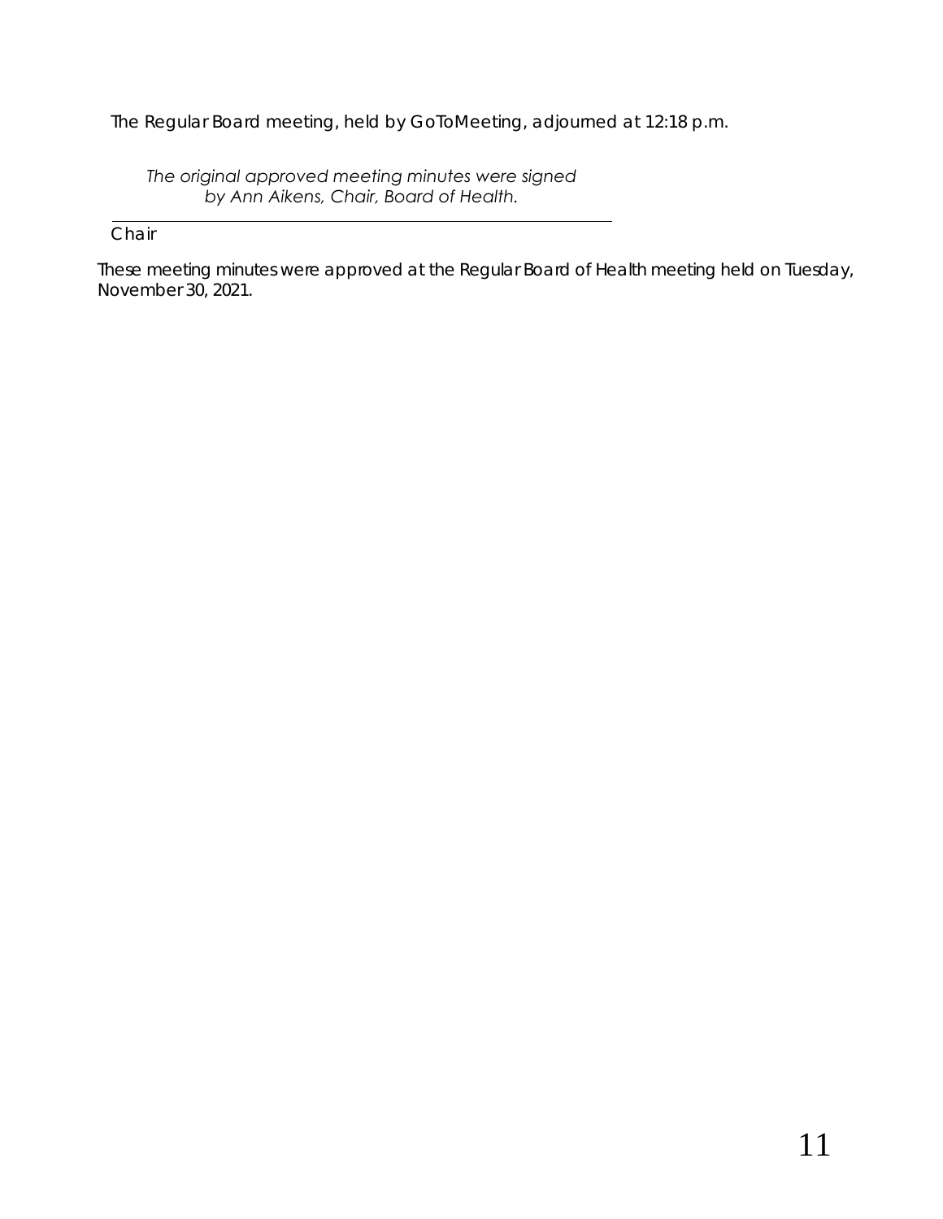The Regular Board meeting, held by GoToMeeting, adjourned at 12:18 p.m.

*The original approved meeting minutes were signed by Ann Aikens, Chair, Board of Health.*

\_\_\_\_\_\_\_\_\_\_\_\_\_\_\_\_\_\_\_\_\_\_\_\_\_\_\_\_\_\_\_\_\_\_\_\_\_\_\_\_

Chair

These meeting minutes were approved at the Regular Board of Health meeting held on Tuesday, November 30, 2021.